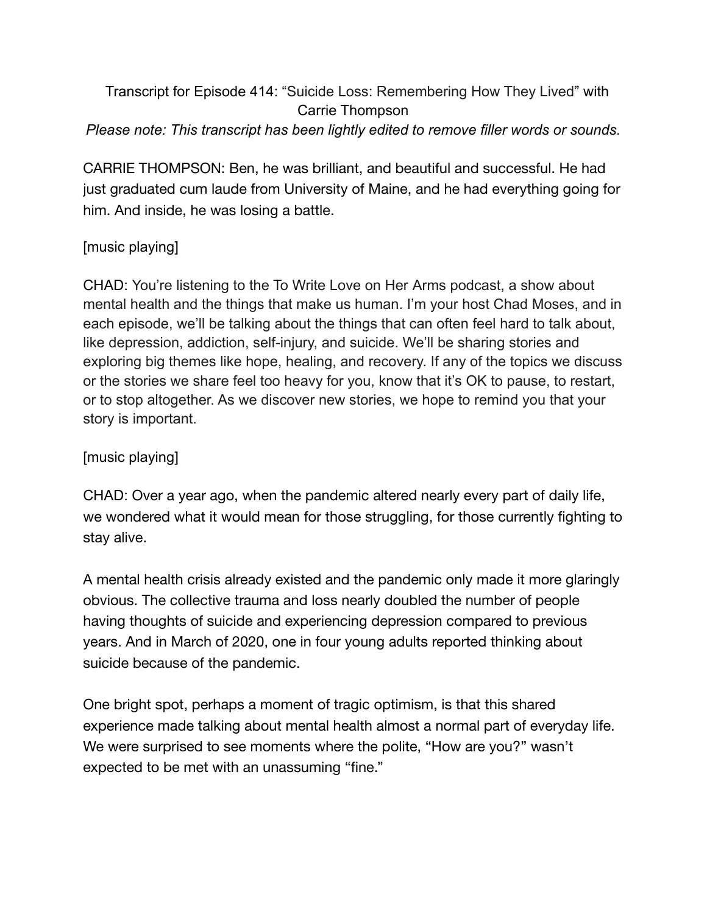Transcript for Episode 414: “Suicide Loss: Remembering How They Lived” with Carrie Thompson

*Please note: This transcript has been lightly edited to remove filler words or sounds.*

CARRIE THOMPSON: Ben, he was brilliant, and beautiful and successful. He had just graduated cum laude from University of Maine, and he had everything going for him. And inside, he was losing a battle.

[music playing]

CHAD: You’re listening to the To Write Love on Her Arms podcast, a show about mental health and the things that make us human. I’m your host Chad Moses, and in each episode, we’ll be talking about the things that can often feel hard to talk about, like depression, addiction, self-injury, and suicide. We’ll be sharing stories and exploring big themes like hope, healing, and recovery. If any of the topics we discuss or the stories we share feel too heavy for you, know that it’s OK to pause, to restart, or to stop altogether. As we discover new stories, we hope to remind you that your story is important.

[music playing]

CHAD: Over a year ago, when the pandemic altered nearly every part of daily life, we wondered what it would mean for those struggling, for those currently fighting to stay alive.

A mental health crisis already existed and the pandemic only made it more glaringly obvious. The collective trauma and loss nearly doubled the number of people having thoughts of suicide and experiencing depression compared to previous years. And in March of 2020, one in four young adults reported thinking about suicide because of the pandemic.

One bright spot, perhaps a moment of tragic optimism, is that this shared experience made talking about mental health almost a normal part of everyday life. We were surprised to see moments where the polite, “How are you?” wasn’t expected to be met with an unassuming “fine.”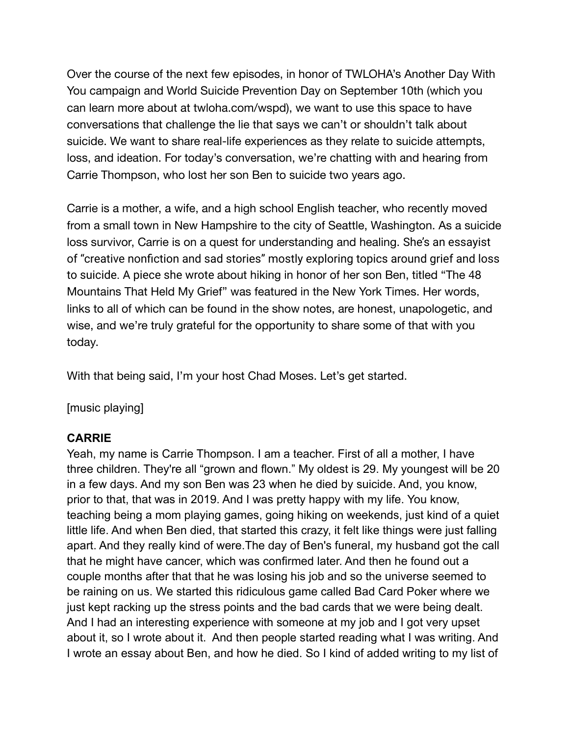Over the course of the next few episodes, in honor of TWLOHA's Another Day With You campaign and World Suicide Prevention Day on September 10th (which you can learn more about at twloha.com/wspd), we want to use this space to have conversations that challenge the lie that says we can't or shouldn't talk about suicide. We want to share real-life experiences as they relate to suicide attempts, loss, and ideation. For today's conversation, we're chatting with and hearing from Carrie Thompson, who lost her son Ben to suicide two years ago.

Carrie is a mother, a wife, and a high school English teacher, who recently moved from a small town in New Hampshire to the city of Seattle, Washington. As a suicide loss survivor, Carrie is on a quest for understanding and healing. She's an essayist of "creative nonfiction and sad stories" mostly exploring topics around grief and loss to suicide. A piece she wrote about hiking in honor of her son Ben, titled "The 48 Mountains That Held My Grief" was featured in the New York Times. Her words, links to all of which can be found in the show notes, are honest, unapologetic, and wise, and we're truly grateful for the opportunity to share some of that with you today.

With that being said, I'm your host Chad Moses. Let's get started.

[music playing]

**CARRIE**
Yeah, my name is Carrie Thompson. I am a teacher. First of all a mother, I have three children. They're all "grown and flown." My oldest is 29. My youngest will be 20 in a few days. And my son Ben was 23 when he died by suicide. And, you know, prior to that, that was in 2019. And I was pretty happy with my life. You know, teaching being a mom playing games, going hiking on weekends, just kind of a quiet little life. And when Ben died, that started this crazy, it felt like things were just falling apart. And they really kind of were.The day of Ben's funeral, my husband got the call that he might have cancer, which was confirmed later. And then he found out a couple months after that that he was losing his job and so the universe seemed to be raining on us. We started this ridiculous game called Bad Card Poker where we just kept racking up the stress points and the bad cards that we were being dealt. And I had an interesting experience with someone at my job and I got very upset about it, so I wrote about it. And then people started reading what I was writing. And I wrote an essay about Ben, and how he died. So I kind of added writing to my list of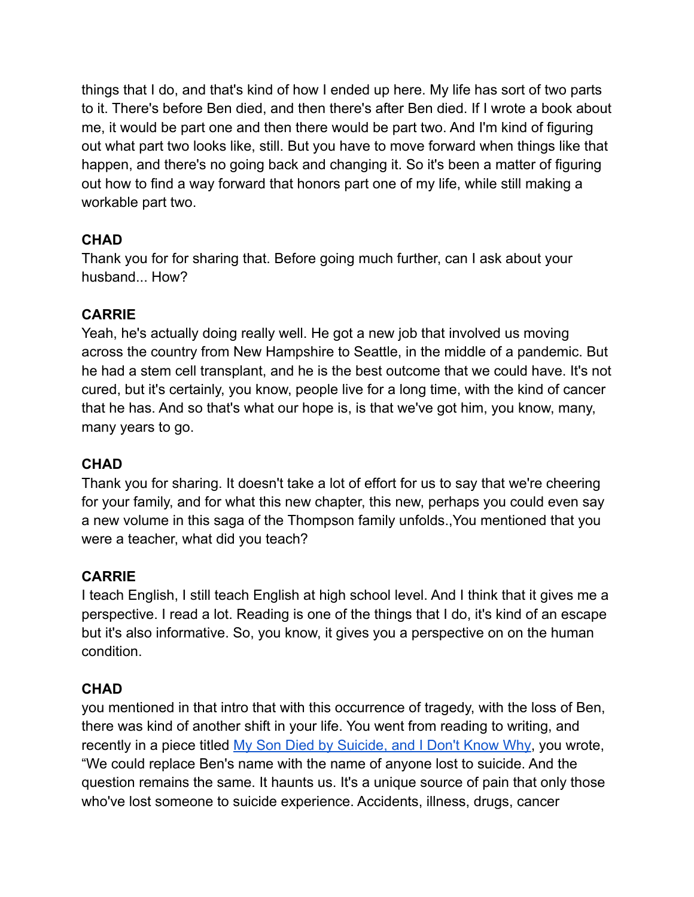things that I do, and that's kind of how I ended up here. My life has sort of two parts to it. There's before Ben died, and then there's after Ben died. If I wrote a book about me, it would be part one and then there would be part two. And I'm kind of figuring out what part two looks like, still. But you have to move forward when things like that happen, and there's no going back and changing it. So it's been a matter of figuring out how to find a way forward that honors part one of my life, while still making a workable part two.

**CHAD**
Thank you for for sharing that. Before going much further, can I ask about your husband... How?

**CARRIE**
Yeah, he's actually doing really well. He got a new job that involved us moving across the country from New Hampshire to Seattle, in the middle of a pandemic. But he had a stem cell transplant, and he is the best outcome that we could have. It's not cured, but it's certainly, you know, people live for a long time, with the kind of cancer that he has. And so that's what our hope is, is that we've got him, you know, many, many years to go.

**CHAD**
Thank you for sharing. It doesn't take a lot of effort for us to say that we're cheering for your family, and for what this new chapter, this new, perhaps you could even say a new volume in this saga of the Thompson family unfolds.,You mentioned that you were a teacher, what did you teach?

**CARRIE**
I teach English, I still teach English at high school level. And I think that it gives me a perspective. I read a lot. Reading is one of the things that I do, it's kind of an escape but it's also informative. So, you know, it gives you a perspective on on the human condition.

**CHAD**
you mentioned in that intro that with this occurrence of tragedy, with the loss of Ben, there was kind of another shift in your life. You went from reading to writing, and recently in a piece titled [My Son Died by Suicide, and I Don't Know Why](), you wrote, "We could replace Ben's name with the name of anyone lost to suicide. And the question remains the same. It haunts us. It's a unique source of pain that only those who've lost someone to suicide experience. Accidents, illness, drugs, cancer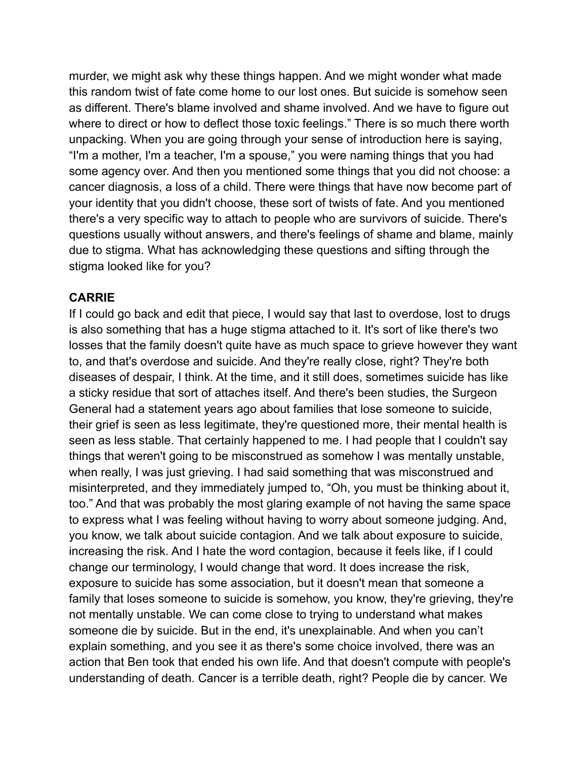murder, we might ask why these things happen. And we might wonder what made this random twist of fate come home to our lost ones. But suicide is somehow seen as different. There's blame involved and shame involved. And we have to figure out where to direct or how to deflect those toxic feelings." There is so much there worth unpacking. When you are going through your sense of introduction here is saying, "I'm a mother, I'm a teacher, I'm a spouse," you were naming things that you had some agency over. And then you mentioned some things that you did not choose: a cancer diagnosis, a loss of a child. There were things that have now become part of your identity that you didn't choose, these sort of twists of fate. And you mentioned there's a very specific way to attach to people who are survivors of suicide. There's questions usually without answers, and there's feelings of shame and blame, mainly due to stigma. What has acknowledging these questions and sifting through the stigma looked like for you?

**CARRIE**

If I could go back and edit that piece, I would say that last to overdose, lost to drugs is also something that has a huge stigma attached to it. It's sort of like there's two losses that the family doesn't quite have as much space to grieve however they want to, and that's overdose and suicide. And they're really close, right? They're both diseases of despair, I think. At the time, and it still does, sometimes suicide has like a sticky residue that sort of attaches itself. And there's been studies, the Surgeon General had a statement years ago about families that lose someone to suicide, their grief is seen as less legitimate, they're questioned more, their mental health is seen as less stable. That certainly happened to me. I had people that I couldn't say things that weren't going to be misconstrued as somehow I was mentally unstable, when really, I was just grieving. I had said something that was misconstrued and misinterpreted, and they immediately jumped to, "Oh, you must be thinking about it, too." And that was probably the most glaring example of not having the same space to express what I was feeling without having to worry about someone judging. And, you know, we talk about suicide contagion. And we talk about exposure to suicide, increasing the risk. And I hate the word contagion, because it feels like, if I could change our terminology, I would change that word. It does increase the risk, exposure to suicide has some association, but it doesn't mean that someone a family that loses someone to suicide is somehow, you know, they're grieving, they're not mentally unstable. We can come close to trying to understand what makes someone die by suicide. But in the end, it's unexplainable. And when you can't explain something, and you see it as there's some choice involved, there was an action that Ben took that ended his own life. And that doesn't compute with people's understanding of death. Cancer is a terrible death, right? People die by cancer. We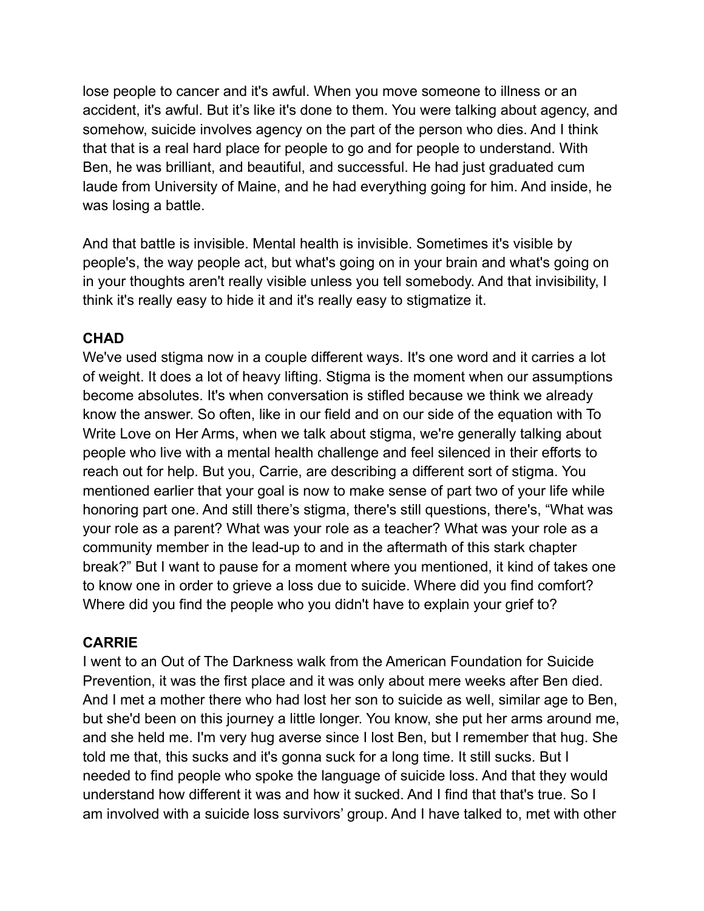lose people to cancer and it's awful. When you move someone to illness or an accident, it's awful. But it's like it's done to them. You were talking about agency, and somehow, suicide involves agency on the part of the person who dies. And I think that that is a real hard place for people to go and for people to understand. With Ben, he was brilliant, and beautiful, and successful. He had just graduated cum laude from University of Maine, and he had everything going for him. And inside, he was losing a battle.

And that battle is invisible. Mental health is invisible. Sometimes it's visible by people's, the way people act, but what's going on in your brain and what's going on in your thoughts aren't really visible unless you tell somebody. And that invisibility, I think it's really easy to hide it and it's really easy to stigmatize it.

**CHAD**

We've used stigma now in a couple different ways. It's one word and it carries a lot of weight. It does a lot of heavy lifting. Stigma is the moment when our assumptions become absolutes. It's when conversation is stifled because we think we already know the answer. So often, like in our field and on our side of the equation with To Write Love on Her Arms, when we talk about stigma, we're generally talking about people who live with a mental health challenge and feel silenced in their efforts to reach out for help. But you, Carrie, are describing a different sort of stigma. You mentioned earlier that your goal is now to make sense of part two of your life while honoring part one. And still there's stigma, there's still questions, there's, "What was your role as a parent? What was your role as a teacher? What was your role as a community member in the lead-up to and in the aftermath of this stark chapter break?" But I want to pause for a moment where you mentioned, it kind of takes one to know one in order to grieve a loss due to suicide. Where did you find comfort? Where did you find the people who you didn't have to explain your grief to?

**CARRIE**

I went to an Out of The Darkness walk from the American Foundation for Suicide Prevention, it was the first place and it was only about mere weeks after Ben died. And I met a mother there who had lost her son to suicide as well, similar age to Ben, but she'd been on this journey a little longer. You know, she put her arms around me, and she held me. I'm very hug averse since I lost Ben, but I remember that hug. She told me that, this sucks and it's gonna suck for a long time. It still sucks. But I needed to find people who spoke the language of suicide loss. And that they would understand how different it was and how it sucked. And I find that that's true. So I am involved with a suicide loss survivors' group. And I have talked to, met with other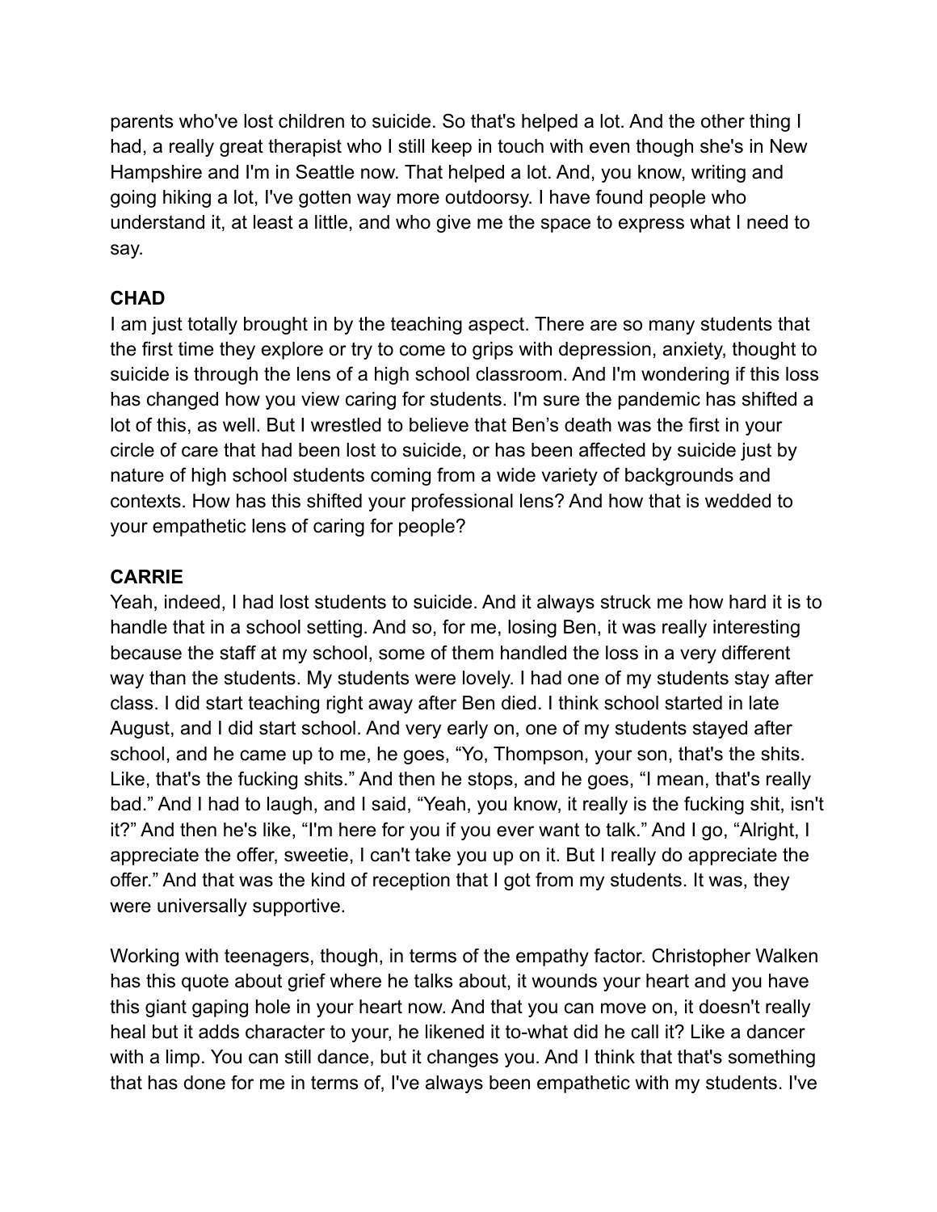parents who've lost children to suicide. So that's helped a lot. And the other thing I had, a really great therapist who I still keep in touch with even though she's in New Hampshire and I'm in Seattle now. That helped a lot. And, you know, writing and going hiking a lot, I've gotten way more outdoorsy. I have found people who understand it, at least a little, and who give me the space to express what I need to say.

**CHAD**

I am just totally brought in by the teaching aspect. There are so many students that the first time they explore or try to come to grips with depression, anxiety, thought to suicide is through the lens of a high school classroom. And I'm wondering if this loss has changed how you view caring for students. I'm sure the pandemic has shifted a lot of this, as well. But I wrestled to believe that Ben's death was the first in your circle of care that had been lost to suicide, or has been affected by suicide just by nature of high school students coming from a wide variety of backgrounds and contexts. How has this shifted your professional lens? And how that is wedded to your empathetic lens of caring for people?

**CARRIE**

Yeah, indeed, I had lost students to suicide. And it always struck me how hard it is to handle that in a school setting. And so, for me, losing Ben, it was really interesting because the staff at my school, some of them handled the loss in a very different way than the students. My students were lovely. I had one of my students stay after class. I did start teaching right away after Ben died. I think school started in late August, and I did start school. And very early on, one of my students stayed after school, and he came up to me, he goes, “Yo, Thompson, your son, that's the shits. Like, that's the fucking shits.” And then he stops, and he goes, “I mean, that's really bad.” And I had to laugh, and I said, “Yeah, you know, it really is the fucking shit, isn't it?” And then he's like, “I'm here for you if you ever want to talk.” And I go, “Alright, I appreciate the offer, sweetie, I can't take you up on it. But I really do appreciate the offer.” And that was the kind of reception that I got from my students. It was, they were universally supportive.

Working with teenagers, though, in terms of the empathy factor. Christopher Walken has this quote about grief where he talks about, it wounds your heart and you have this giant gaping hole in your heart now. And that you can move on, it doesn't really heal but it adds character to your, he likened it to-what did he call it? Like a dancer with a limp. You can still dance, but it changes you. And I think that that's something that has done for me in terms of, I've always been empathetic with my students. I've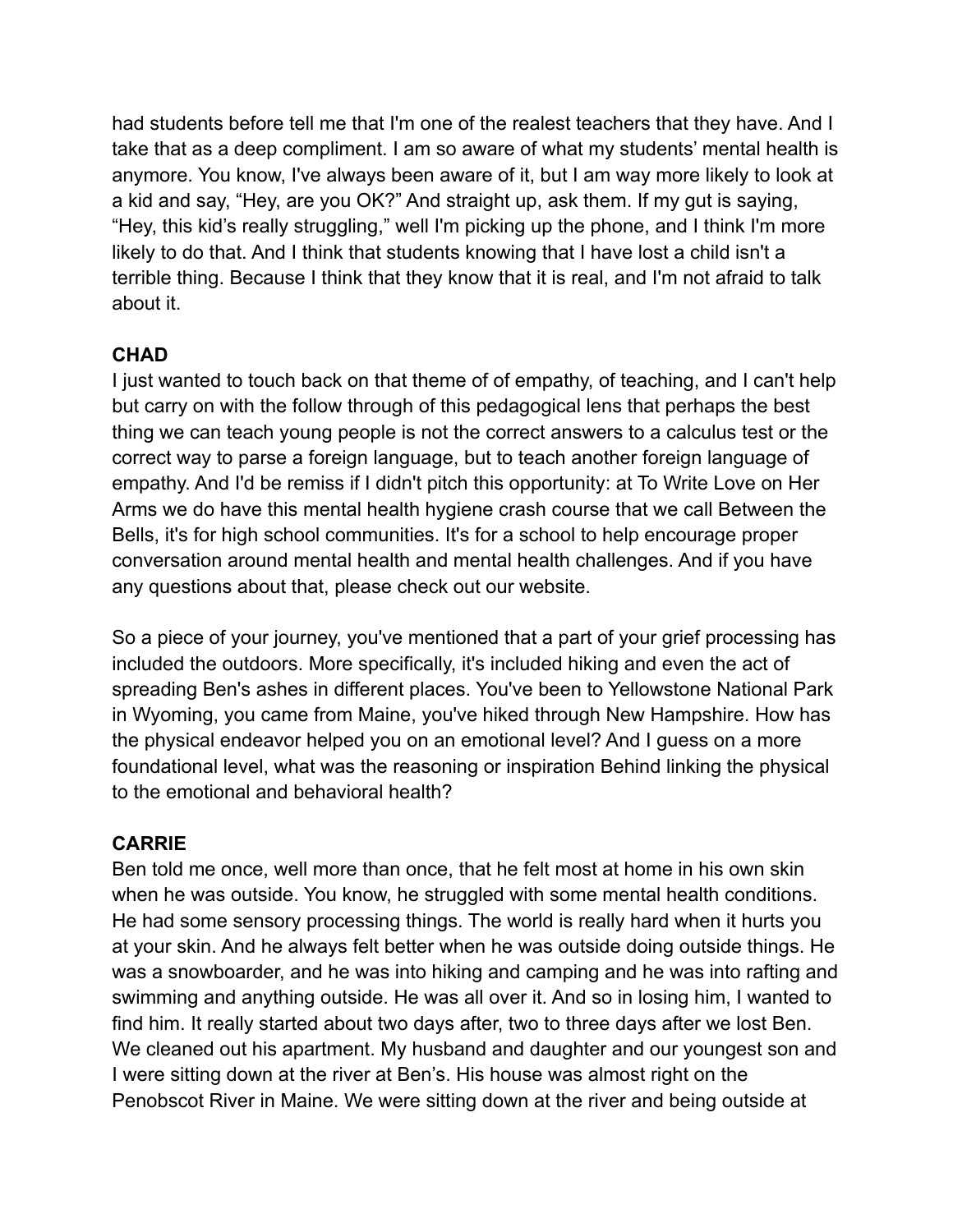had students before tell me that I'm one of the realest teachers that they have. And I take that as a deep compliment. I am so aware of what my students' mental health is anymore. You know, I've always been aware of it, but I am way more likely to look at a kid and say, "Hey, are you OK?" And straight up, ask them. If my gut is saying, "Hey, this kid's really struggling," well I'm picking up the phone, and I think I'm more likely to do that. And I think that students knowing that I have lost a child isn't a terrible thing. Because I think that they know that it is real, and I'm not afraid to talk about it.

**CHAD**

I just wanted to touch back on that theme of of empathy, of teaching, and I can't help but carry on with the follow through of this pedagogical lens that perhaps the best thing we can teach young people is not the correct answers to a calculus test or the correct way to parse a foreign language, but to teach another foreign language of empathy. And I'd be remiss if I didn't pitch this opportunity: at To Write Love on Her Arms we do have this mental health hygiene crash course that we call Between the Bells, it's for high school communities. It's for a school to help encourage proper conversation around mental health and mental health challenges. And if you have any questions about that, please check out our website.

So a piece of your journey, you've mentioned that a part of your grief processing has included the outdoors. More specifically, it's included hiking and even the act of spreading Ben's ashes in different places. You've been to Yellowstone National Park in Wyoming, you came from Maine, you've hiked through New Hampshire. How has the physical endeavor helped you on an emotional level? And I guess on a more foundational level, what was the reasoning or inspiration Behind linking the physical to the emotional and behavioral health?

**CARRIE**

Ben told me once, well more than once, that he felt most at home in his own skin when he was outside. You know, he struggled with some mental health conditions. He had some sensory processing things. The world is really hard when it hurts you at your skin. And he always felt better when he was outside doing outside things. He was a snowboarder, and he was into hiking and camping and he was into rafting and swimming and anything outside. He was all over it. And so in losing him, I wanted to find him. It really started about two days after, two to three days after we lost Ben. We cleaned out his apartment. My husband and daughter and our youngest son and I were sitting down at the river at Ben's. His house was almost right on the Penobscot River in Maine. We were sitting down at the river and being outside at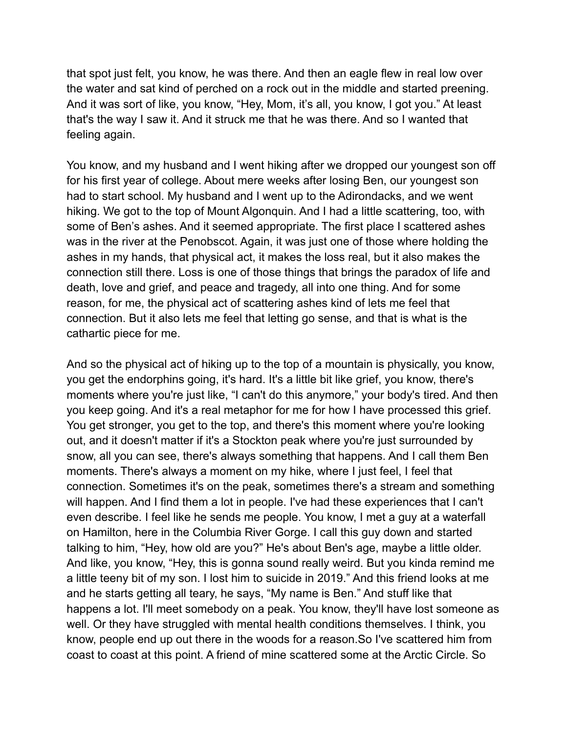that spot just felt, you know, he was there. And then an eagle flew in real low over the water and sat kind of perched on a rock out in the middle and started preening. And it was sort of like, you know, "Hey, Mom, it's all, you know, I got you." At least that's the way I saw it. And it struck me that he was there. And so I wanted that feeling again.

You know, and my husband and I went hiking after we dropped our youngest son off for his first year of college. About mere weeks after losing Ben, our youngest son had to start school. My husband and I went up to the Adirondacks, and we went hiking. We got to the top of Mount Algonquin. And I had a little scattering, too, with some of Ben's ashes. And it seemed appropriate. The first place I scattered ashes was in the river at the Penobscot. Again, it was just one of those where holding the ashes in my hands, that physical act, it makes the loss real, but it also makes the connection still there. Loss is one of those things that brings the paradox of life and death, love and grief, and peace and tragedy, all into one thing. And for some reason, for me, the physical act of scattering ashes kind of lets me feel that connection. But it also lets me feel that letting go sense, and that is what is the cathartic piece for me.

And so the physical act of hiking up to the top of a mountain is physically, you know, you get the endorphins going, it's hard. It's a little bit like grief, you know, there's moments where you're just like, "I can't do this anymore," your body's tired. And then you keep going. And it's a real metaphor for me for how I have processed this grief. You get stronger, you get to the top, and there's this moment where you're looking out, and it doesn't matter if it's a Stockton peak where you're just surrounded by snow, all you can see, there's always something that happens. And I call them Ben moments. There's always a moment on my hike, where I just feel, I feel that connection. Sometimes it's on the peak, sometimes there's a stream and something will happen. And I find them a lot in people. I've had these experiences that I can't even describe. I feel like he sends me people. You know, I met a guy at a waterfall on Hamilton, here in the Columbia River Gorge. I call this guy down and started talking to him, "Hey, how old are you?" He's about Ben's age, maybe a little older. And like, you know, "Hey, this is gonna sound really weird. But you kinda remind me a little teeny bit of my son. I lost him to suicide in 2019." And this friend looks at me and he starts getting all teary, he says, "My name is Ben." And stuff like that happens a lot. I'll meet somebody on a peak. You know, they'll have lost someone as well. Or they have struggled with mental health conditions themselves. I think, you know, people end up out there in the woods for a reason.So I've scattered him from coast to coast at this point. A friend of mine scattered some at the Arctic Circle. So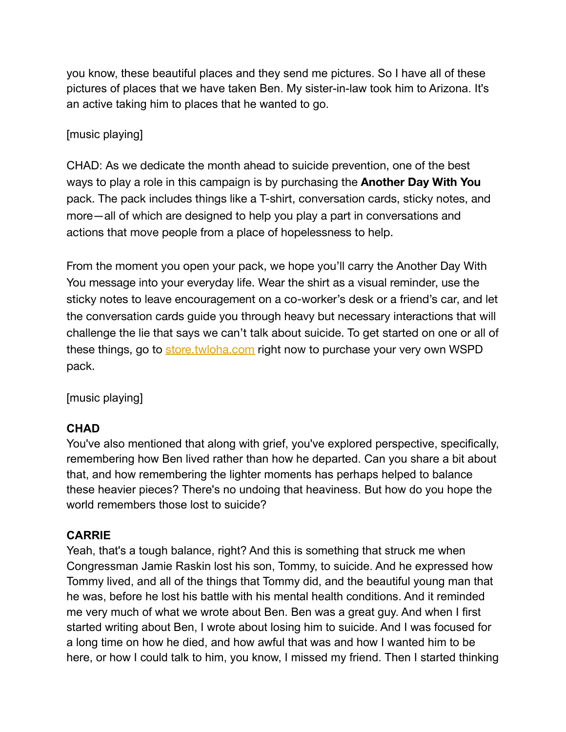you know, these beautiful places and they send me pictures. So I have all of these pictures of places that we have taken Ben. My sister-in-law took him to Arizona. It's an active taking him to places that he wanted to go.

[music playing]

CHAD: As we dedicate the month ahead to suicide prevention, one of the best ways to play a role in this campaign is by purchasing the **Another Day With You** pack. The pack includes things like a T-shirt, conversation cards, sticky notes, and more—all of which are designed to help you play a part in conversations and actions that move people from a place of hopelessness to help.

From the moment you open your pack, we hope you'll carry the Another Day With You message into your everyday life. Wear the shirt as a visual reminder, use the sticky notes to leave encouragement on a co-worker's desk or a friend's car, and let the conversation cards guide you through heavy but necessary interactions that will challenge the lie that says we can't talk about suicide. To get started on one or all of these things, go to [store.twloha.com](store.twloha.com) right now to purchase your very own WSPD pack.

[music playing]

**CHAD**

You've also mentioned that along with grief, you've explored perspective, specifically, remembering how Ben lived rather than how he departed. Can you share a bit about that, and how remembering the lighter moments has perhaps helped to balance these heavier pieces? There's no undoing that heaviness. But how do you hope the world remembers those lost to suicide?

**CARRIE**

Yeah, that's a tough balance, right? And this is something that struck me when Congressman Jamie Raskin lost his son, Tommy, to suicide. And he expressed how Tommy lived, and all of the things that Tommy did, and the beautiful young man that he was, before he lost his battle with his mental health conditions. And it reminded me very much of what we wrote about Ben. Ben was a great guy. And when I first started writing about Ben, I wrote about losing him to suicide. And I was focused for a long time on how he died, and how awful that was and how I wanted him to be here, or how I could talk to him, you know, I missed my friend. Then I started thinking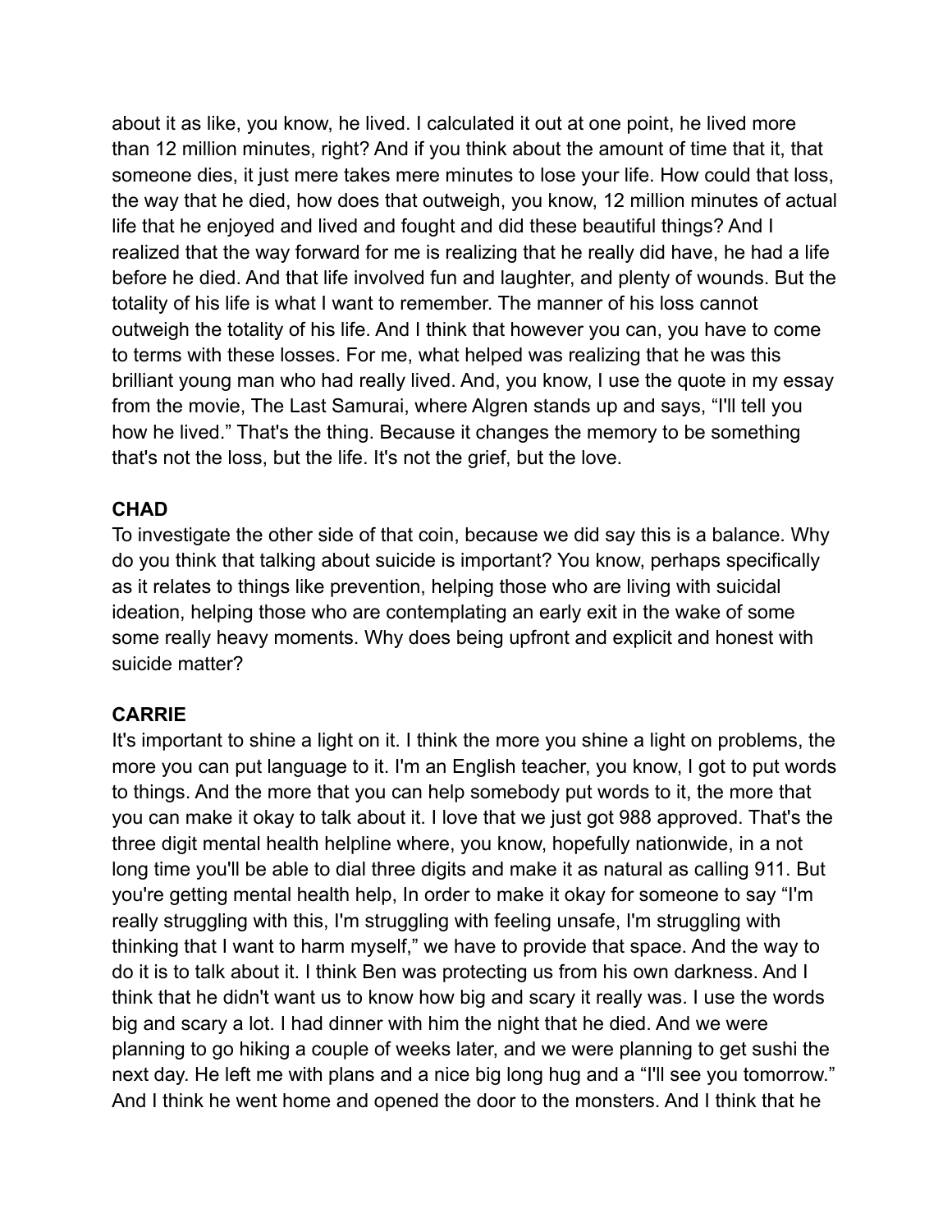about it as like, you know, he lived. I calculated it out at one point, he lived more than 12 million minutes, right? And if you think about the amount of time that it, that someone dies, it just mere takes mere minutes to lose your life. How could that loss, the way that he died, how does that outweigh, you know, 12 million minutes of actual life that he enjoyed and lived and fought and did these beautiful things? And I realized that the way forward for me is realizing that he really did have, he had a life before he died. And that life involved fun and laughter, and plenty of wounds. But the totality of his life is what I want to remember. The manner of his loss cannot outweigh the totality of his life. And I think that however you can, you have to come to terms with these losses. For me, what helped was realizing that he was this brilliant young man who had really lived. And, you know, I use the quote in my essay from the movie, The Last Samurai, where Algren stands up and says, "I'll tell you how he lived." That's the thing. Because it changes the memory to be something that's not the loss, but the life. It's not the grief, but the love.

**CHAD**

To investigate the other side of that coin, because we did say this is a balance. Why do you think that talking about suicide is important? You know, perhaps specifically as it relates to things like prevention, helping those who are living with suicidal ideation, helping those who are contemplating an early exit in the wake of some some really heavy moments. Why does being upfront and explicit and honest with suicide matter?

**CARRIE**

It's important to shine a light on it. I think the more you shine a light on problems, the more you can put language to it. I'm an English teacher, you know, I got to put words to things. And the more that you can help somebody put words to it, the more that you can make it okay to talk about it. I love that we just got 988 approved. That's the three digit mental health helpline where, you know, hopefully nationwide, in a not long time you'll be able to dial three digits and make it as natural as calling 911. But you're getting mental health help, In order to make it okay for someone to say "I'm really struggling with this, I'm struggling with feeling unsafe, I'm struggling with thinking that I want to harm myself," we have to provide that space. And the way to do it is to talk about it. I think Ben was protecting us from his own darkness. And I think that he didn't want us to know how big and scary it really was. I use the words big and scary a lot. I had dinner with him the night that he died. And we were planning to go hiking a couple of weeks later, and we were planning to get sushi the next day. He left me with plans and a nice big long hug and a "I'll see you tomorrow." And I think he went home and opened the door to the monsters. And I think that he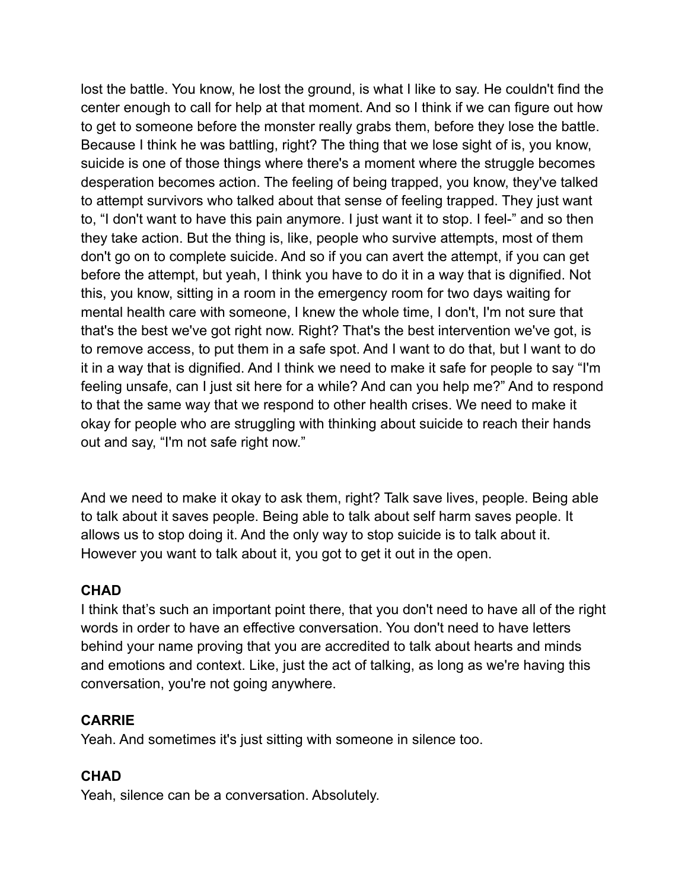lost the battle. You know, he lost the ground, is what I like to say. He couldn't find the center enough to call for help at that moment. And so I think if we can figure out how to get to someone before the monster really grabs them, before they lose the battle. Because I think he was battling, right? The thing that we lose sight of is, you know, suicide is one of those things where there's a moment where the struggle becomes desperation becomes action. The feeling of being trapped, you know, they've talked to attempt survivors who talked about that sense of feeling trapped. They just want to, "I don't want to have this pain anymore. I just want it to stop. I feel-" and so then they take action. But the thing is, like, people who survive attempts, most of them don't go on to complete suicide. And so if you can avert the attempt, if you can get before the attempt, but yeah, I think you have to do it in a way that is dignified. Not this, you know, sitting in a room in the emergency room for two days waiting for mental health care with someone, I knew the whole time, I don't, I'm not sure that that's the best we've got right now. Right? That's the best intervention we've got, is to remove access, to put them in a safe spot. And I want to do that, but I want to do it in a way that is dignified. And I think we need to make it safe for people to say "I'm feeling unsafe, can I just sit here for a while? And can you help me?" And to respond to that the same way that we respond to other health crises. We need to make it okay for people who are struggling with thinking about suicide to reach their hands out and say, "I'm not safe right now."

And we need to make it okay to ask them, right? Talk save lives, people. Being able to talk about it saves people. Being able to talk about self harm saves people. It allows us to stop doing it. And the only way to stop suicide is to talk about it. However you want to talk about it, you got to get it out in the open.

**CHAD**
I think that's such an important point there, that you don't need to have all of the right words in order to have an effective conversation. You don't need to have letters behind your name proving that you are accredited to talk about hearts and minds and emotions and context. Like, just the act of talking, as long as we're having this conversation, you're not going anywhere.

**CARRIE**
Yeah. And sometimes it's just sitting with someone in silence too.

**CHAD**
Yeah, silence can be a conversation. Absolutely.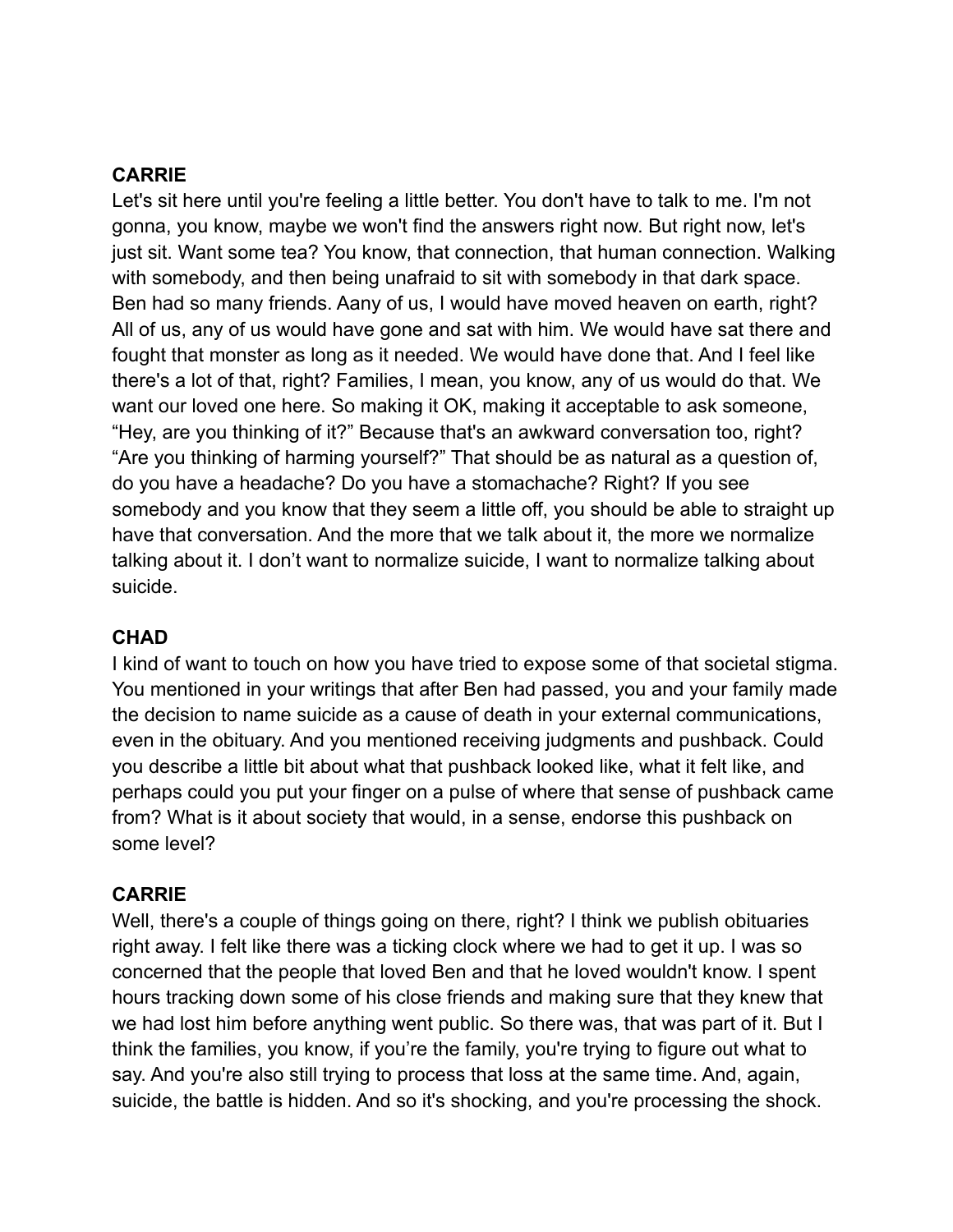**CARRIE**
Let's sit here until you're feeling a little better. You don't have to talk to me. I'm not gonna, you know, maybe we won't find the answers right now. But right now, let's just sit. Want some tea? You know, that connection, that human connection. Walking with somebody, and then being unafraid to sit with somebody in that dark space. Ben had so many friends. Aany of us, I would have moved heaven on earth, right? All of us, any of us would have gone and sat with him. We would have sat there and fought that monster as long as it needed. We would have done that. And I feel like there's a lot of that, right? Families, I mean, you know, any of us would do that. We want our loved one here. So making it OK, making it acceptable to ask someone, "Hey, are you thinking of it?" Because that's an awkward conversation too, right? "Are you thinking of harming yourself?" That should be as natural as a question of, do you have a headache? Do you have a stomachache? Right? If you see somebody and you know that they seem a little off, you should be able to straight up have that conversation. And the more that we talk about it, the more we normalize talking about it. I don't want to normalize suicide, I want to normalize talking about suicide.

**CHAD**
I kind of want to touch on how you have tried to expose some of that societal stigma. You mentioned in your writings that after Ben had passed, you and your family made the decision to name suicide as a cause of death in your external communications, even in the obituary. And you mentioned receiving judgments and pushback. Could you describe a little bit about what that pushback looked like, what it felt like, and perhaps could you put your finger on a pulse of where that sense of pushback came from? What is it about society that would, in a sense, endorse this pushback on some level?

**CARRIE**
Well, there's a couple of things going on there, right? I think we publish obituaries right away. I felt like there was a ticking clock where we had to get it up. I was so concerned that the people that loved Ben and that he loved wouldn't know. I spent hours tracking down some of his close friends and making sure that they knew that we had lost him before anything went public. So there was, that was part of it. But I think the families, you know, if you're the family, you're trying to figure out what to say. And you're also still trying to process that loss at the same time. And, again, suicide, the battle is hidden. And so it's shocking, and you're processing the shock.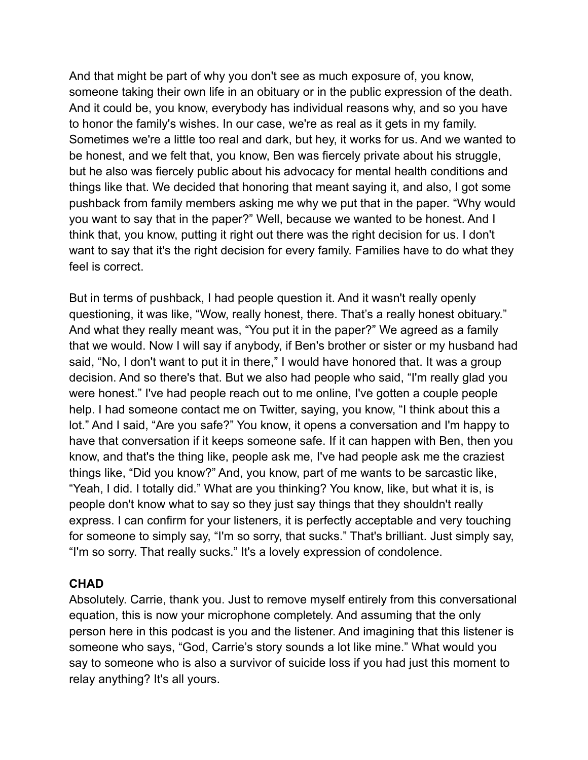And that might be part of why you don't see as much exposure of, you know, someone taking their own life in an obituary or in the public expression of the death. And it could be, you know, everybody has individual reasons why, and so you have to honor the family's wishes. In our case, we're as real as it gets in my family. Sometimes we're a little too real and dark, but hey, it works for us. And we wanted to be honest, and we felt that, you know, Ben was fiercely private about his struggle, but he also was fiercely public about his advocacy for mental health conditions and things like that. We decided that honoring that meant saying it, and also, I got some pushback from family members asking me why we put that in the paper. "Why would you want to say that in the paper?" Well, because we wanted to be honest. And I think that, you know, putting it right out there was the right decision for us. I don't want to say that it's the right decision for every family. Families have to do what they feel is correct.

But in terms of pushback, I had people question it. And it wasn't really openly questioning, it was like, "Wow, really honest, there. That's a really honest obituary." And what they really meant was, "You put it in the paper?" We agreed as a family that we would. Now I will say if anybody, if Ben's brother or sister or my husband had said, "No, I don't want to put it in there," I would have honored that. It was a group decision. And so there's that. But we also had people who said, "I'm really glad you were honest." I've had people reach out to me online, I've gotten a couple people help. I had someone contact me on Twitter, saying, you know, "I think about this a lot." And I said, "Are you safe?" You know, it opens a conversation and I'm happy to have that conversation if it keeps someone safe. If it can happen with Ben, then you know, and that's the thing like, people ask me, I've had people ask me the craziest things like, "Did you know?" And, you know, part of me wants to be sarcastic like, "Yeah, I did. I totally did." What are you thinking? You know, like, but what it is, is people don't know what to say so they just say things that they shouldn't really express. I can confirm for your listeners, it is perfectly acceptable and very touching for someone to simply say, "I'm so sorry, that sucks." That's brilliant. Just simply say, "I'm so sorry. That really sucks." It's a lovely expression of condolence.

**CHAD**
Absolutely. Carrie, thank you. Just to remove myself entirely from this conversational equation, this is now your microphone completely. And assuming that the only person here in this podcast is you and the listener. And imagining that this listener is someone who says, "God, Carrie's story sounds a lot like mine." What would you say to someone who is also a survivor of suicide loss if you had just this moment to relay anything? It's all yours.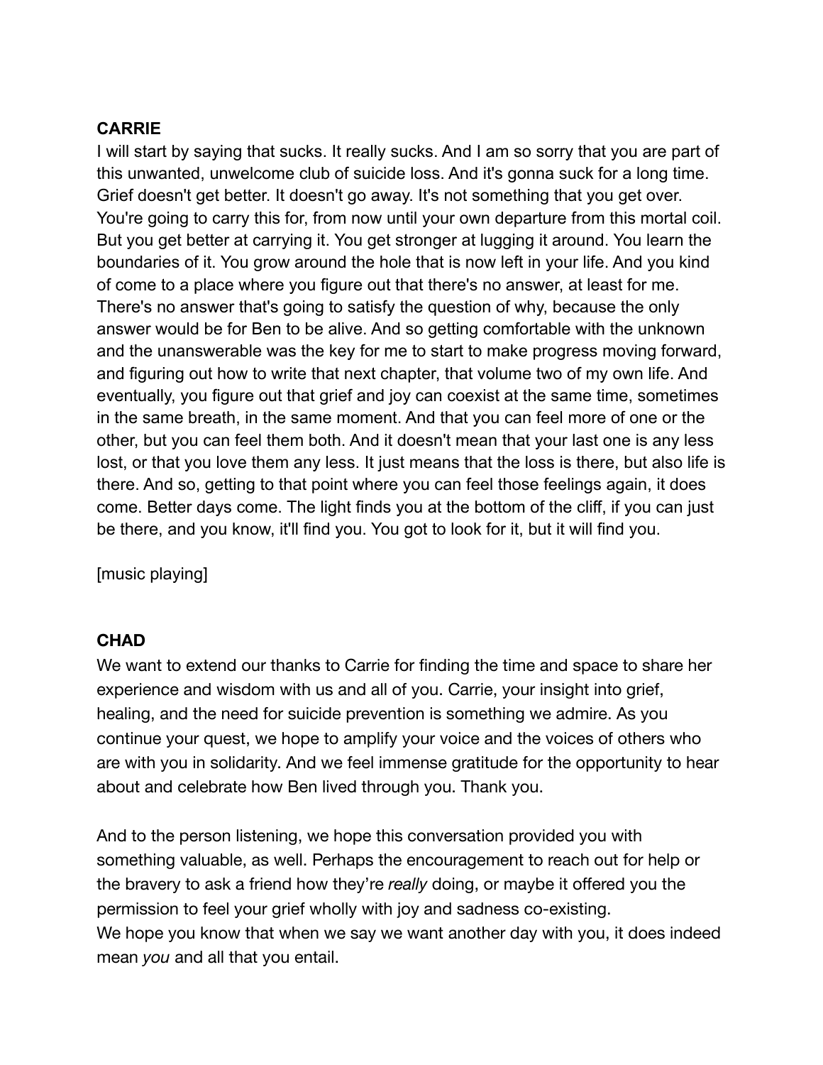**CARRIE**

I will start by saying that sucks. It really sucks. And I am so sorry that you are part of this unwanted, unwelcome club of suicide loss. And it's gonna suck for a long time. Grief doesn't get better. It doesn't go away. It's not something that you get over. You're going to carry this for, from now until your own departure from this mortal coil. But you get better at carrying it. You get stronger at lugging it around. You learn the boundaries of it. You grow around the hole that is now left in your life. And you kind of come to a place where you figure out that there's no answer, at least for me. There's no answer that's going to satisfy the question of why, because the only answer would be for Ben to be alive. And so getting comfortable with the unknown and the unanswerable was the key for me to start to make progress moving forward, and figuring out how to write that next chapter, that volume two of my own life. And eventually, you figure out that grief and joy can coexist at the same time, sometimes in the same breath, in the same moment. And that you can feel more of one or the other, but you can feel them both. And it doesn't mean that your last one is any less lost, or that you love them any less. It just means that the loss is there, but also life is there. And so, getting to that point where you can feel those feelings again, it does come. Better days come. The light finds you at the bottom of the cliff, if you can just be there, and you know, it'll find you. You got to look for it, but it will find you.

[music playing]

**CHAD**

We want to extend our thanks to Carrie for finding the time and space to share her experience and wisdom with us and all of you. Carrie, your insight into grief, healing, and the need for suicide prevention is something we admire. As you continue your quest, we hope to amplify your voice and the voices of others who are with you in solidarity. And we feel immense gratitude for the opportunity to hear about and celebrate how Ben lived through you. Thank you.

And to the person listening, we hope this conversation provided you with something valuable, as well. Perhaps the encouragement to reach out for help or the bravery to ask a friend how they're *really* doing, or maybe it offered you the permission to feel your grief wholly with joy and sadness co-existing.
We hope you know that when we say we want another day with you, it does indeed mean *you* and all that you entail.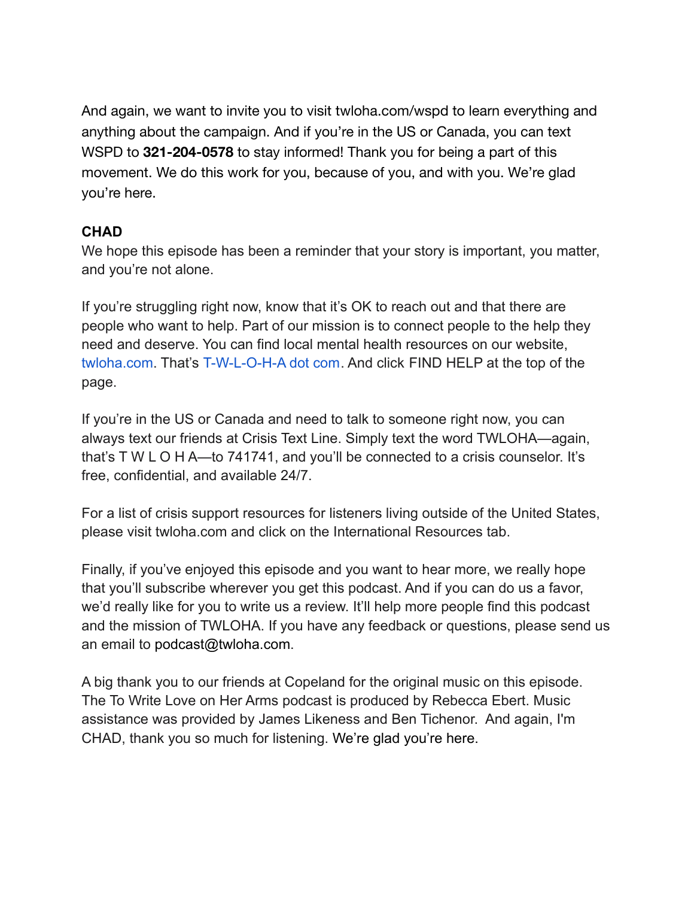And again, we want to invite you to visit twloha.com/wspd to learn everything and anything about the campaign. And if you're in the US or Canada, you can text WSPD to **321-204-0578** to stay informed! Thank you for being a part of this movement. We do this work for you, because of you, and with you. We're glad you're here.

**CHAD**
We hope this episode has been a reminder that your story is important, you matter, and you're not alone.

If you're struggling right now, know that it's OK to reach out and that there are people who want to help. Part of our mission is to connect people to the help they need and deserve. You can find local mental health resources on our website, twloha.com. That's T-W-L-O-H-A dot com. And click FIND HELP at the top of the page.

If you're in the US or Canada and need to talk to someone right now, you can always text our friends at Crisis Text Line. Simply text the word TWLOHA—again, that's T W L O H A—to 741741, and you'll be connected to a crisis counselor. It's free, confidential, and available 24/7.

For a list of crisis support resources for listeners living outside of the United States, please visit twloha.com and click on the International Resources tab.

Finally, if you've enjoyed this episode and you want to hear more, we really hope that you'll subscribe wherever you get this podcast. And if you can do us a favor, we'd really like for you to write us a review. It'll help more people find this podcast and the mission of TWLOHA. If you have any feedback or questions, please send us an email to podcast@twloha.com.

A big thank you to our friends at Copeland for the original music on this episode. The To Write Love on Her Arms podcast is produced by Rebecca Ebert. Music assistance was provided by James Likeness and Ben Tichenor. And again, I'm CHAD, thank you so much for listening. We're glad you're here.